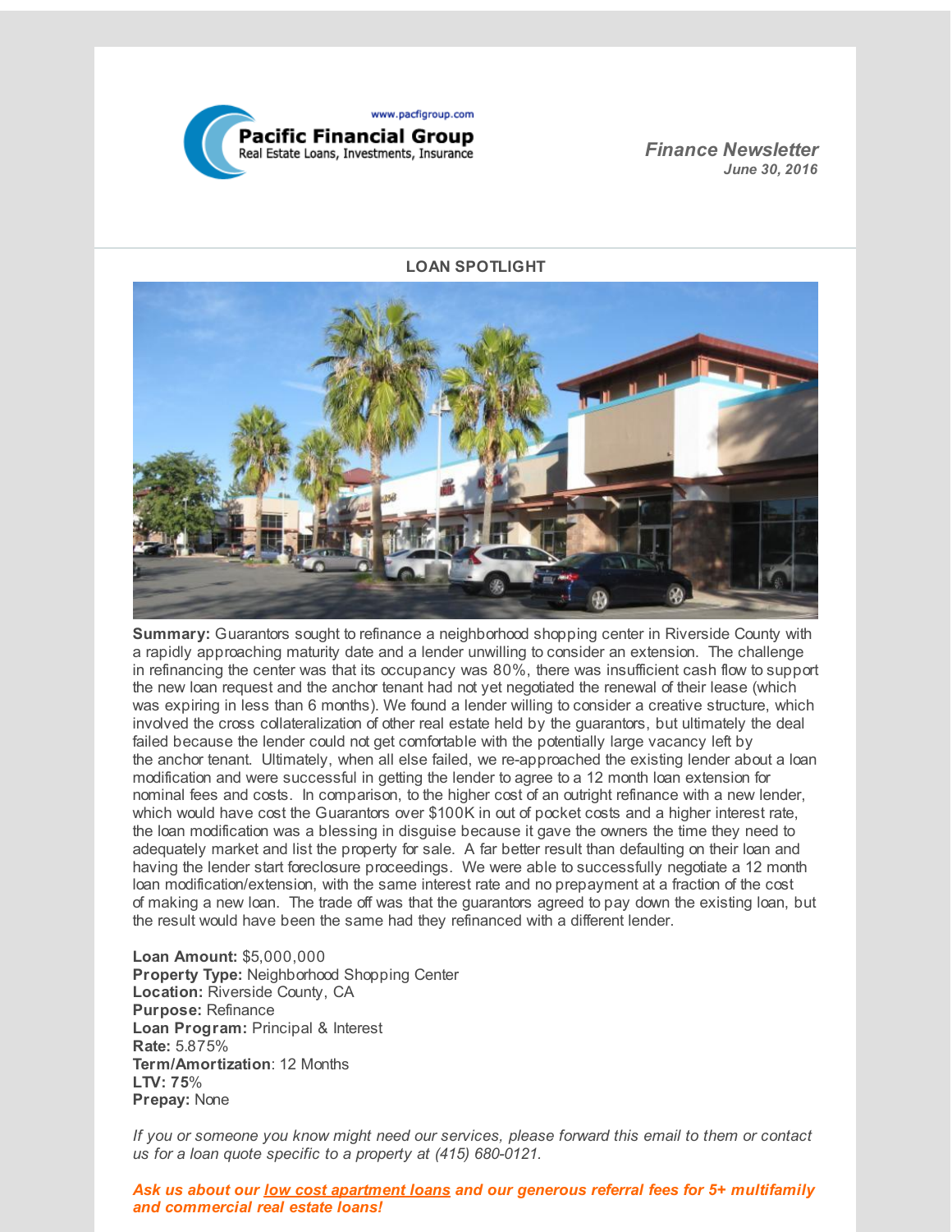www.pacfigroup.com

**Pacific Financial Group**
Real Estate Loans, Investments, Insurance

*Finance Newsletter*
***June 30, 2016***

## LOAN SPOTLIGHT

**Summary:** Guarantors sought to refinance a neighborhood shopping center in Riverside County with a rapidly approaching maturity date and a lender unwilling to consider an extension. The challenge in refinancing the center was that its occupancy was 80%, there was insufficient cash flow to support the new loan request and the anchor tenant had not yet negotiated the renewal of their lease (which was expiring in less than 6 months). We found a lender willing to consider a creative structure, which involved the cross collateralization of other real estate held by the guarantors, but ultimately the deal failed because the lender could not get comfortable with the potentially large vacancy left by the anchor tenant. Ultimately, when all else failed, we re-approached the existing lender about a loan modification and were successful in getting the lender to agree to a 12 month loan extension for nominal fees and costs. In comparison, to the higher cost of an outright refinance with a new lender, which would have cost the Guarantors over $100K in out of pocket costs and a higher interest rate, the loan modification was a blessing in disguise because it gave the owners the time they need to adequately market and list the property for sale. A far better result than defaulting on their loan and having the lender start foreclosure proceedings. We were able to successfully negotiate a 12 month loan modification/extension, with the same interest rate and no prepayment at a fraction of the cost of making a new loan. The trade off was that the guarantors agreed to pay down the existing loan, but the result would have been the same had they refinanced with a different lender.

**Loan Amount:** $5,000,000
**Property Type:** Neighborhood Shopping Center
**Location:** Riverside County, CA
**Purpose:** Refinance
**Loan Program:** Principal & Interest
**Rate:** 5.875%
**Term/Amortization**: 12 Months
**LTV: 75**%
**Prepay:** None

*If you or someone you know might need our services, please forward this email to them or contact us for a loan quote specific to a property at (415) 680-0121.*

***Ask us about our low cost apartment loans and our generous referral fees for 5+ multifamily and commercial real estate loans!***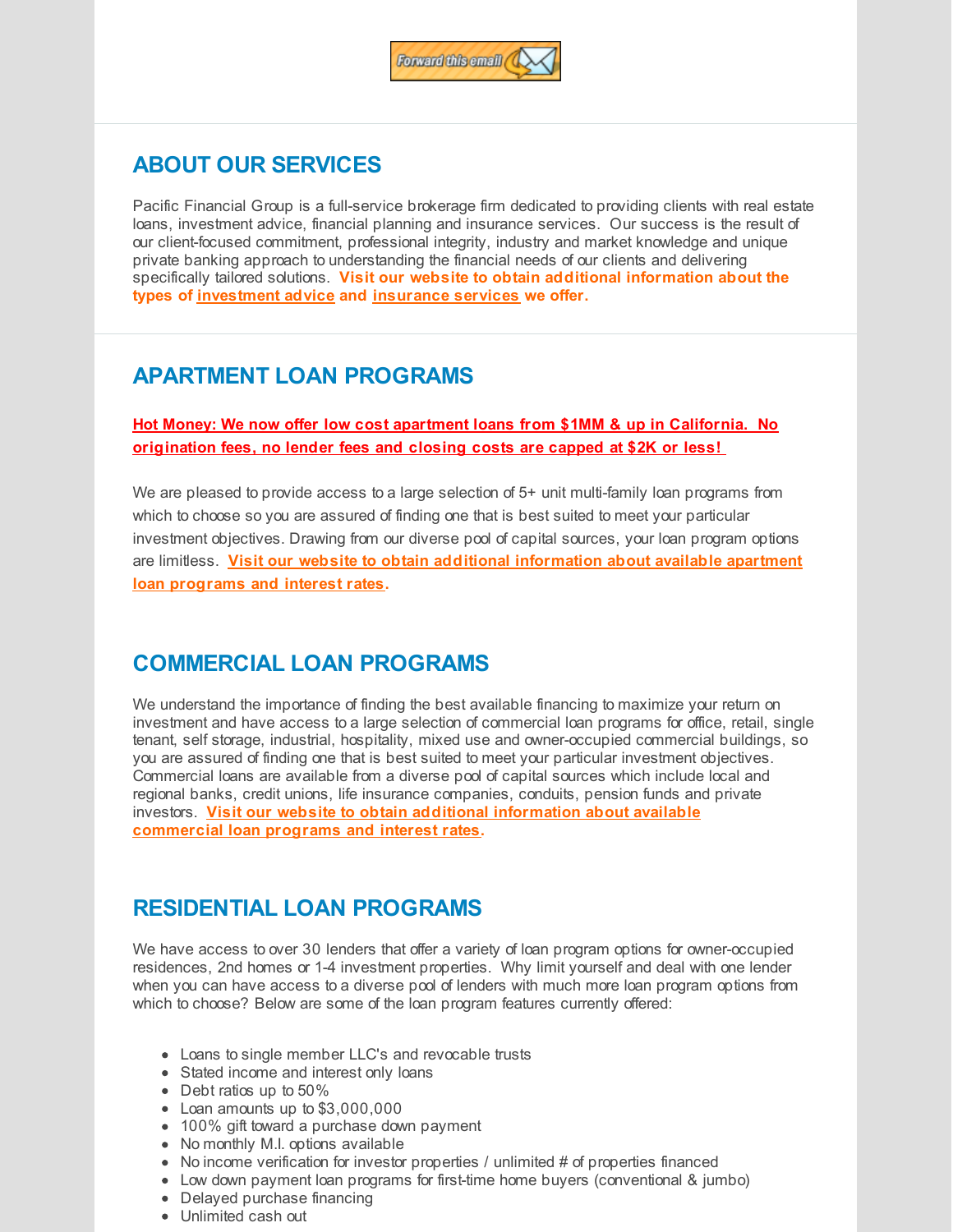Forward this email

## ABOUT OUR SERVICES

Pacific Financial Group is a full-service brokerage firm dedicated to providing clients with real estate loans, investment advice, financial planning and insurance services. Our success is the result of our client-focused commitment, professional integrity, industry and market knowledge and unique private banking approach to understanding the financial needs of our clients and delivering specifically tailored solutions. **Visit our website to obtain additional information about the types of investment advice and insurance services we offer.**

## APARTMENT LOAN PROGRAMS

**Hot Money: We now offer low cost apartment loans from $1MM & up in California. No origination fees, no lender fees and closing costs are capped at $2K or less!**

We are pleased to provide access to a large selection of 5+ unit multi-family loan programs from which to choose so you are assured of finding one that is best suited to meet your particular investment objectives. Drawing from our diverse pool of capital sources, your loan program options are limitless. **Visit our website to obtain additional information about available apartment loan programs and interest rates.**

## COMMERCIAL LOAN PROGRAMS

We understand the importance of finding the best available financing to maximize your return on investment and have access to a large selection of commercial loan programs for office, retail, single tenant, self storage, industrial, hospitality, mixed use and owner-occupied commercial buildings, so you are assured of finding one that is best suited to meet your particular investment objectives. Commercial loans are available from a diverse pool of capital sources which include local and regional banks, credit unions, life insurance companies, conduits, pension funds and private investors. **Visit our website to obtain additional information about available commercial loan programs and interest rates.**

## RESIDENTIAL LOAN PROGRAMS

We have access to over 30 lenders that offer a variety of loan program options for owner-occupied residences, 2nd homes or 1-4 investment properties. Why limit yourself and deal with one lender when you can have access to a diverse pool of lenders with much more loan program options from which to choose? Below are some of the loan program features currently offered:

- Loans to single member LLC's and revocable trusts
- Stated income and interest only loans
- Debt ratios up to 50%
- Loan amounts up to $3,000,000
- 100% gift toward a purchase down payment
- No monthly M.I. options available
- No income verification for investor properties / unlimited # of properties financed
- Low down payment loan programs for first-time home buyers (conventional & jumbo)
- Delayed purchase financing
- Unlimited cash out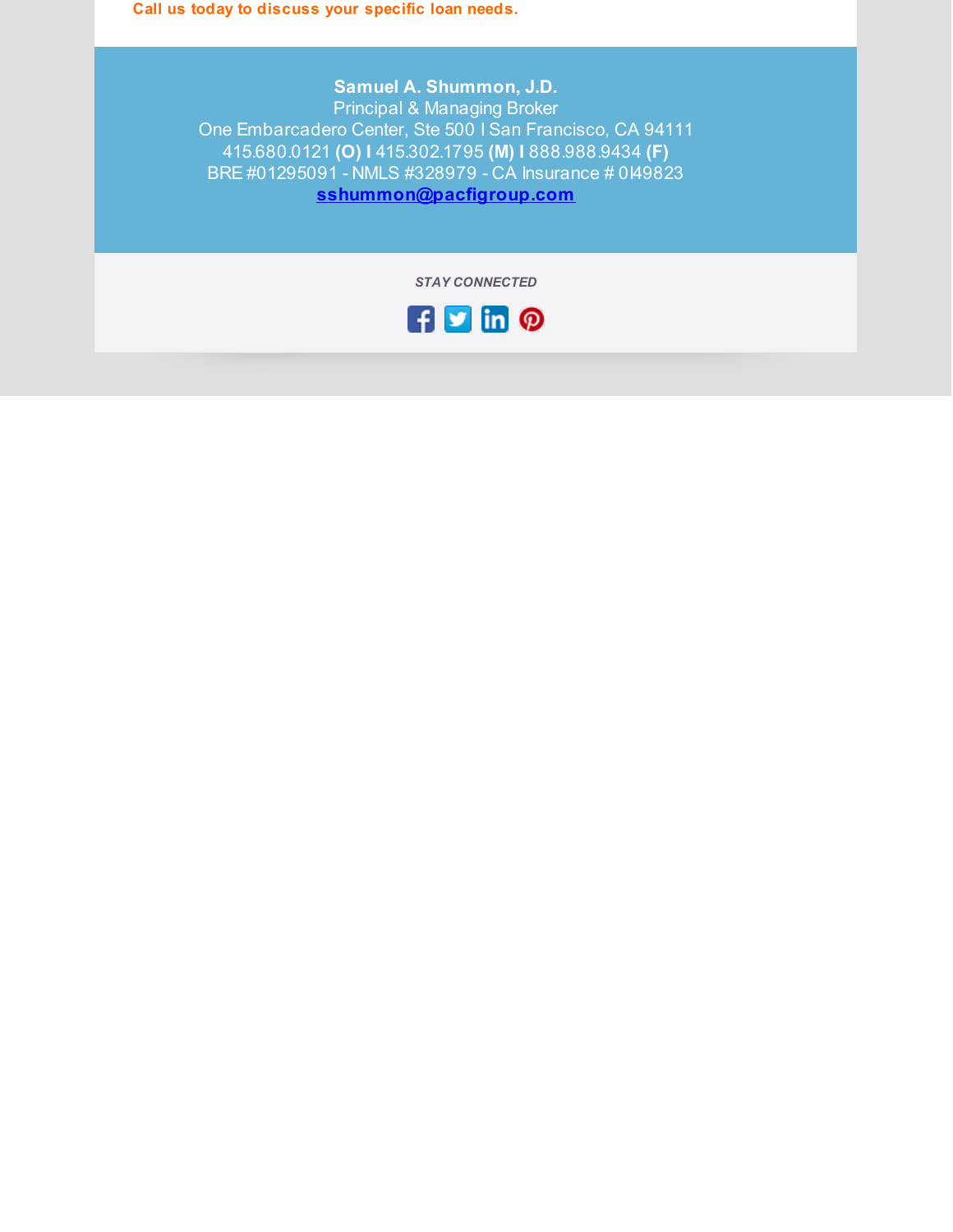**Call us today to discuss your specific loan needs.**

**Samuel A. Shummon, J.D.**
Principal & Managing Broker
One Embarcadero Center, Ste 500 I San Francisco, CA 94111
415.680.0121 **(O) I** 415.302.1795 **(M) I** 888.988.9434 **(F)**
BRE #01295091 - NMLS #328979 - CA Insurance # 0I49823
**sshummon@pacfigroup.com**

***STAY CONNECTED***